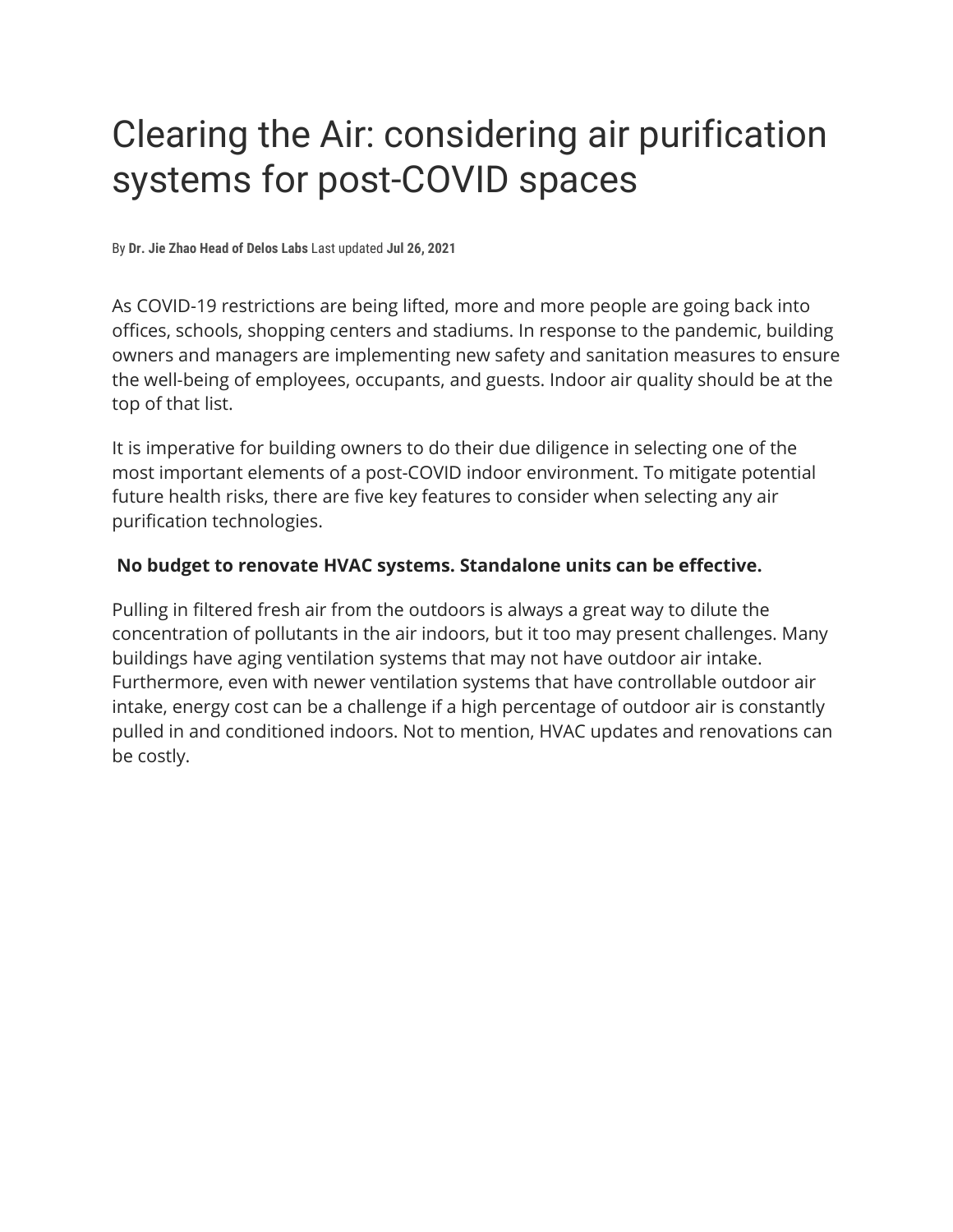# Clearing the Air: considering air purification systems for post-COVID spaces

By **Dr. Jie Zhao Head of Delos Labs** Last updated **Jul 26, 2021**

As COVID-19 restrictions are being lifted, more and more people are going back into offices, schools, shopping centers and stadiums. In response to the pandemic, building owners and managers are implementing new safety and sanitation measures to ensure the well-being of employees, occupants, and guests. Indoor air quality should be at the top of that list.

It is imperative for building owners to do their due diligence in selecting one of the most important elements of a post-COVID indoor environment. To mitigate potential future health risks, there are five key features to consider when selecting any air purification technologies.

**No budget to renovate HVAC systems. Standalone units can be effective.**

Pulling in filtered fresh air from the outdoors is always a great way to dilute the concentration of pollutants in the air indoors, but it too may present challenges. Many buildings have aging ventilation systems that may not have outdoor air intake. Furthermore, even with newer ventilation systems that have controllable outdoor air intake, energy cost can be a challenge if a high percentage of outdoor air is constantly pulled in and conditioned indoors. Not to mention, HVAC updates and renovations can be costly.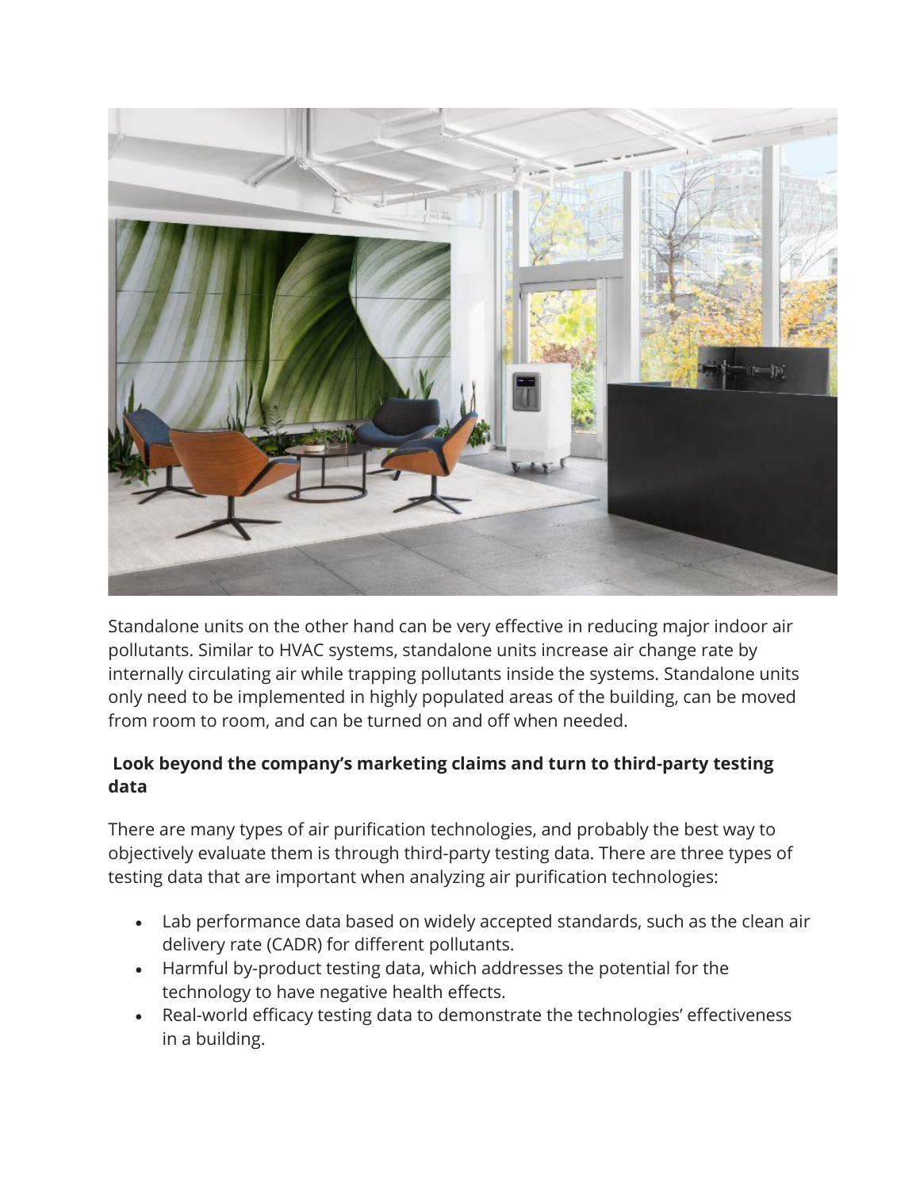Standalone units on the other hand can be very effective in reducing major indoor air pollutants. Similar to HVAC systems, standalone units increase air change rate by internally circulating air while trapping pollutants inside the systems. Standalone units only need to be implemented in highly populated areas of the building, can be moved from room to room, and can be turned on and off when needed.

### Look beyond the company's marketing claims and turn to third-party testing data

There are many types of air purification technologies, and probably the best way to objectively evaluate them is through third-party testing data. There are three types of testing data that are important when analyzing air purification technologies:

- Lab performance data based on widely accepted standards, such as the clean air delivery rate (CADR) for different pollutants.
- Harmful by-product testing data, which addresses the potential for the technology to have negative health effects.
- Real-world efficacy testing data to demonstrate the technologies' effectiveness in a building.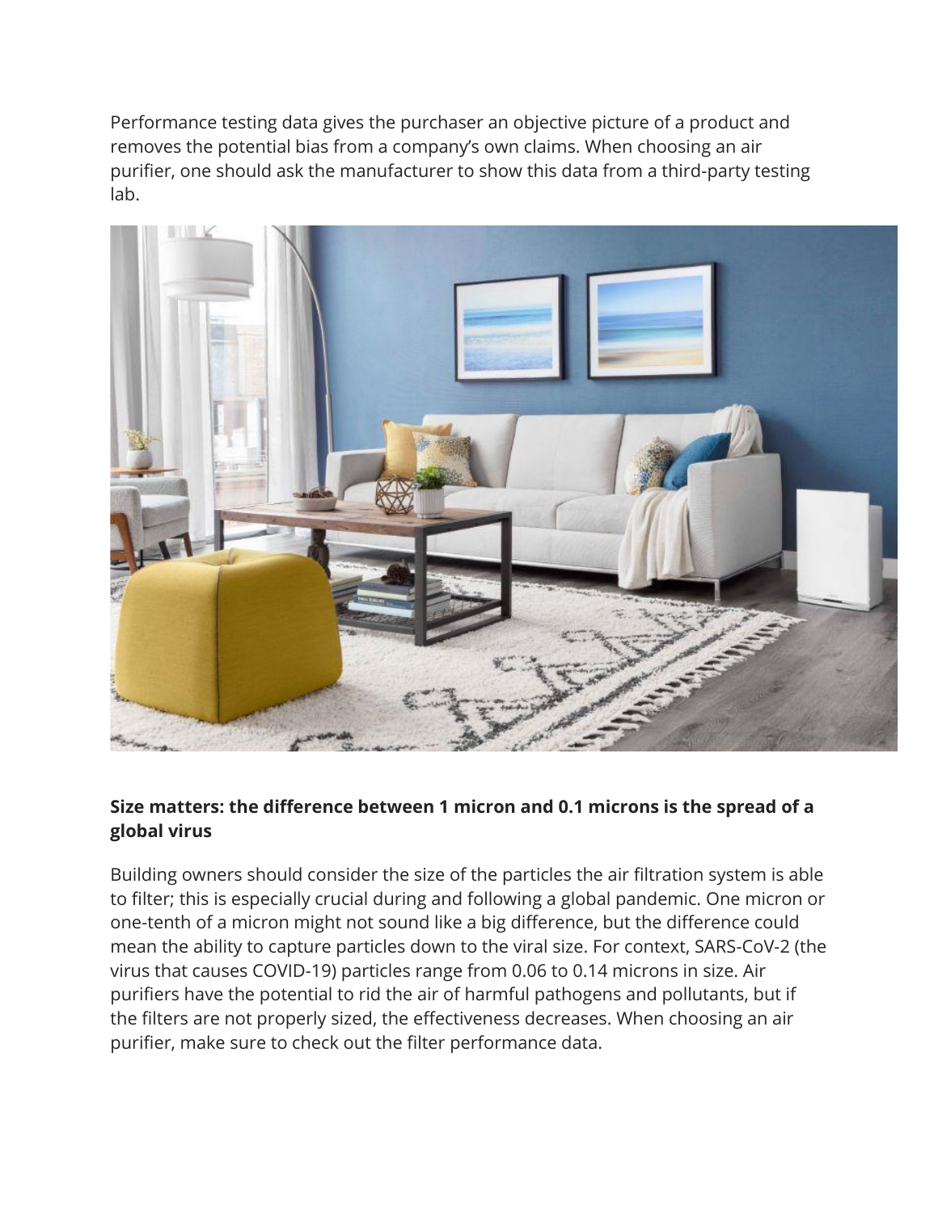Performance testing data gives the purchaser an objective picture of a product and removes the potential bias from a company's own claims. When choosing an air purifier, one should ask the manufacturer to show this data from a third-party testing lab.

**Size matters: the difference between 1 micron and 0.1 microns is the spread of a global virus**

Building owners should consider the size of the particles the air filtration system is able to filter; this is especially crucial during and following a global pandemic. One micron or one-tenth of a micron might not sound like a big difference, but the difference could mean the ability to capture particles down to the viral size. For context, SARS-CoV-2 (the virus that causes COVID-19) particles range from 0.06 to 0.14 microns in size. Air purifiers have the potential to rid the air of harmful pathogens and pollutants, but if the filters are not properly sized, the effectiveness decreases. When choosing an air purifier, make sure to check out the filter performance data.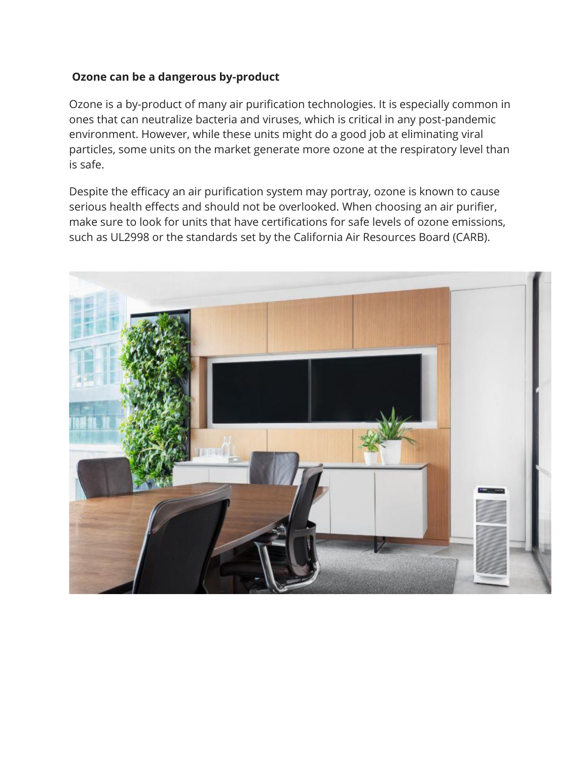**Ozone can be a dangerous by-product**

Ozone is a by-product of many air purification technologies. It is especially common in ones that can neutralize bacteria and viruses, which is critical in any post-pandemic environment. However, while these units might do a good job at eliminating viral particles, some units on the market generate more ozone at the respiratory level than is safe.

Despite the efficacy an air purification system may portray, ozone is known to cause serious health effects and should not be overlooked. When choosing an air purifier, make sure to look for units that have certifications for safe levels of ozone emissions, such as UL2998 or the standards set by the California Air Resources Board (CARB).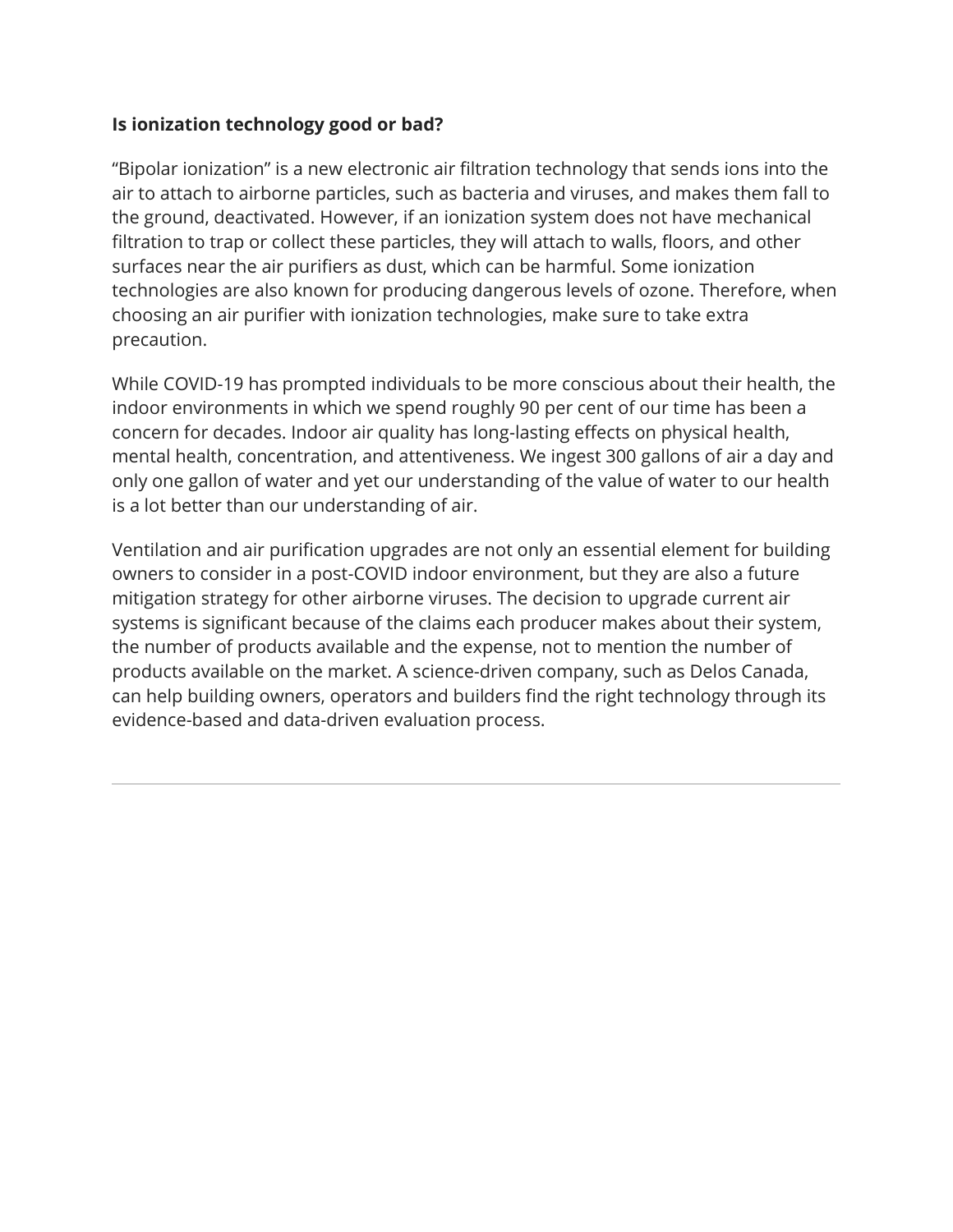**Is ionization technology good or bad?**

“Bipolar ionization” is a new electronic air filtration technology that sends ions into the air to attach to airborne particles, such as bacteria and viruses, and makes them fall to the ground, deactivated. However, if an ionization system does not have mechanical filtration to trap or collect these particles, they will attach to walls, floors, and other surfaces near the air purifiers as dust, which can be harmful. Some ionization technologies are also known for producing dangerous levels of ozone. Therefore, when choosing an air purifier with ionization technologies, make sure to take extra precaution.

While COVID-19 has prompted individuals to be more conscious about their health, the indoor environments in which we spend roughly 90 per cent of our time has been a concern for decades. Indoor air quality has long-lasting effects on physical health, mental health, concentration, and attentiveness. We ingest 300 gallons of air a day and only one gallon of water and yet our understanding of the value of water to our health is a lot better than our understanding of air.

Ventilation and air purification upgrades are not only an essential element for building owners to consider in a post-COVID indoor environment, but they are also a future mitigation strategy for other airborne viruses. The decision to upgrade current air systems is significant because of the claims each producer makes about their system, the number of products available and the expense, not to mention the number of products available on the market. A science-driven company, such as Delos Canada, can help building owners, operators and builders find the right technology through its evidence-based and data-driven evaluation process.

---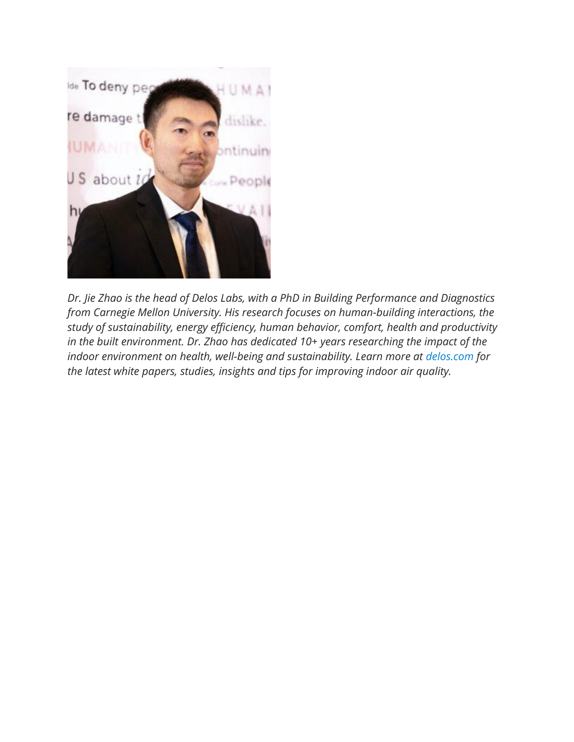*Dr. Jie Zhao is the head of Delos Labs, with a PhD in Building Performance and Diagnostics from Carnegie Mellon University. His research focuses on human-building interactions, the study of sustainability, energy efficiency, human behavior, comfort, health and productivity in the built environment. Dr. Zhao has dedicated 10+ years researching the impact of the indoor environment on health, well-being and sustainability. Learn more at [delos.com](https://delos.com) for the latest white papers, studies, insights and tips for improving indoor air quality.*